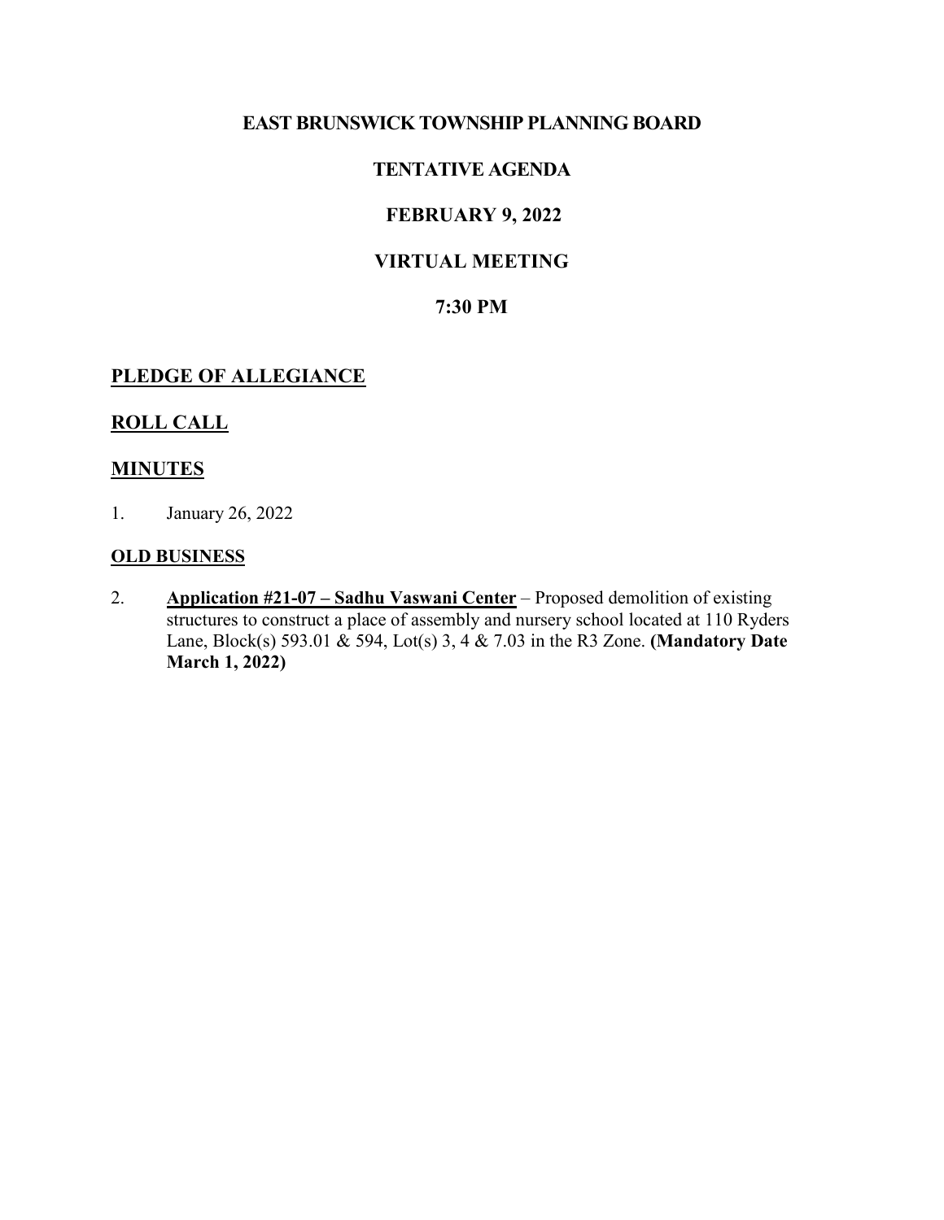# EAST BRUNSWICK TOWNSHIP PLANNING BOARD

## TENTATIVE AGENDA

## FEBRUARY 9, 2022

## VIRTUAL MEETING

## 7:30 PM

## PLEDGE OF ALLEGIANCE

## ROLL CALL

## MINUTES

1. January 26, 2022

### OLD BUSINESS

2. **Application #21-07 – Sadhu Vaswani Center** – Proposed demolition of existing structures to construct a place of assembly and nursery school located at 110 Ryders Lane, Block(s) 593.01 & 594, Lot(s) 3, 4 & 7.03 in the R3 Zone. **(Mandatory Date March 1, 2022)**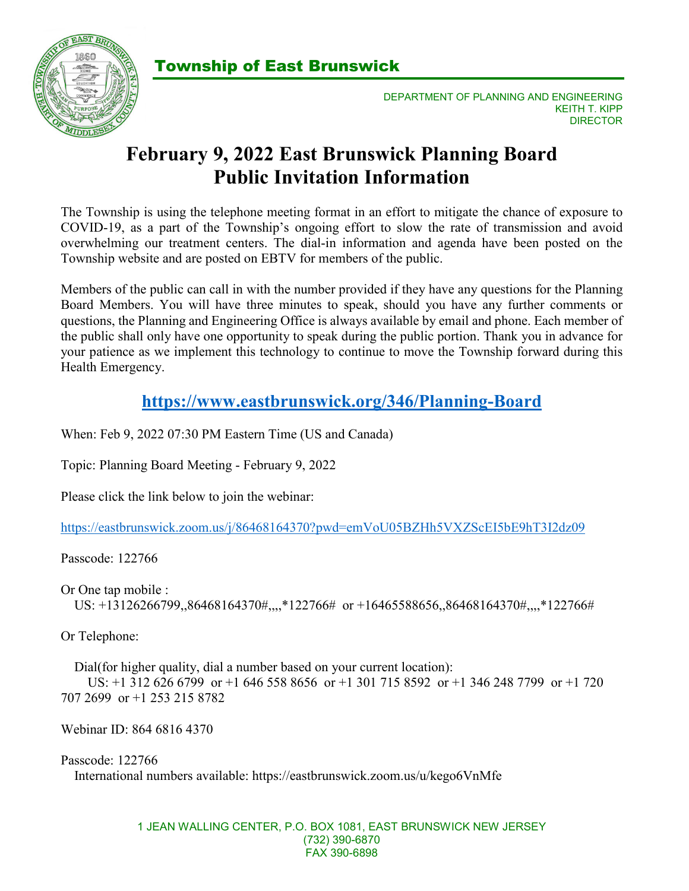# Township of East Brunswick

DEPARTMENT OF PLANNING AND ENGINEERING
KEITH T. KIPP
DIRECTOR

## February 9, 2022 East Brunswick Planning Board Public Invitation Information

The Township is using the telephone meeting format in an effort to mitigate the chance of exposure to COVID-19, as a part of the Township's ongoing effort to slow the rate of transmission and avoid overwhelming our treatment centers. The dial-in information and agenda have been posted on the Township website and are posted on EBTV for members of the public.

Members of the public can call in with the number provided if they have any questions for the Planning Board Members. You will have three minutes to speak, should you have any further comments or questions, the Planning and Engineering Office is always available by email and phone. Each member of the public shall only have one opportunity to speak during the public portion. Thank you in advance for your patience as we implement this technology to continue to move the Township forward during this Health Emergency.

**https://www.eastbrunswick.org/346/Planning-Board**

When: Feb 9, 2022 07:30 PM Eastern Time (US and Canada)

Topic: Planning Board Meeting - February 9, 2022

Please click the link below to join the webinar:

https://eastbrunswick.zoom.us/j/86468164370?pwd=emVoU05BZHh5VXZScEI5bE9hT3I2dz09

Passcode: 122766

Or One tap mobile :
US: +13126266799,,86468164370#,,,,*122766# or +16465588656,,86468164370#,,,,*122766#

Or Telephone:

Dial(for higher quality, dial a number based on your current location):
US: +1 312 626 6799 or +1 646 558 8656 or +1 301 715 8592 or +1 346 248 7799 or +1 720 707 2699 or +1 253 215 8782

Webinar ID: 864 6816 4370

Passcode: 122766
International numbers available: https://eastbrunswick.zoom.us/u/kego6VnMfe

1 JEAN WALLING CENTER, P.O. BOX 1081, EAST BRUNSWICK NEW JERSEY
(732) 390-6870
FAX 390-6898